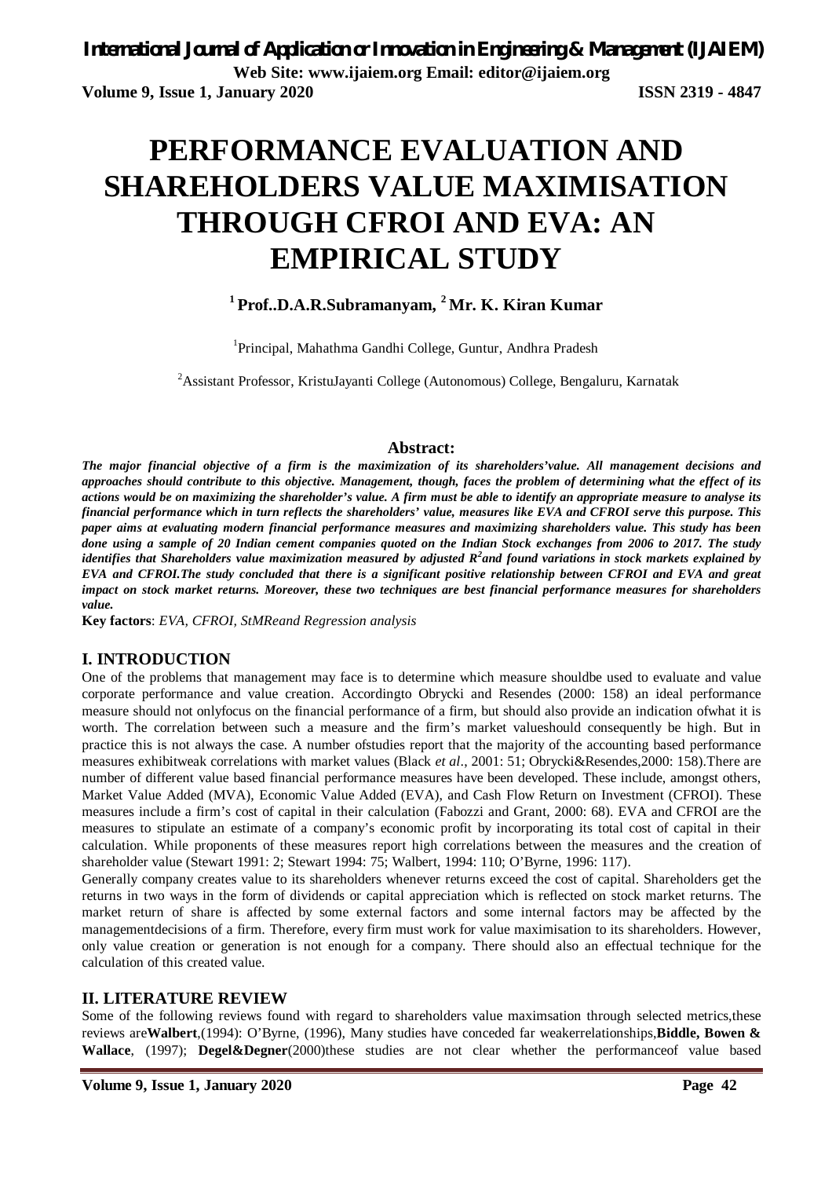# PERFORMANCE EVALUATION AND SHAREHOLDERS VALUE MAXIMISATION THROUGH CFROI AND EVA: AN EMPIRICAL STUDY

**[1] Prof..D.A.R.Subramanyam, [2] Mr. K. Kiran Kumar**

[1]Principal, Mahathma Gandhi College, Guntur, Andhra Pradesh

[2]Assistant Professor, KristuJayanti College (Autonomous) College, Bengaluru, Karnatak

## Abstract:

***The major financial objective of a firm is the maximization of its shareholders'value. All management decisions and approaches should contribute to this objective. Management, though, faces the problem of determining what the effect of its actions would be on maximizing the shareholder's value. A firm must be able to identify an appropriate measure to analyse its financial performance which in turn reflects the shareholders' value, measures like EVA and CFROI serve this purpose. This paper aims at evaluating modern financial performance measures and maximizing shareholders value. This study has been done using a sample of 20 Indian cement companies quoted on the Indian Stock exchanges from 2006 to 2017. The study identifies that Shareholders value maximization measured by adjusted $R^2$and found variations in stock markets explained by EVA and CFROI.The study concluded that there is a significant positive relationship between CFROI and EVA and great impact on stock market returns. Moreover, these two techniques are best financial performance measures for shareholders value.***

**Key factors**: *EVA, CFROI, StMReand Regression analysis*

## I. INTRODUCTION

One of the problems that management may face is to determine which measure shouldbe used to evaluate and value corporate performance and value creation. Accordingto Obrycki and Resendes (2000: 158) an ideal performance measure should not onlyfocus on the financial performance of a firm, but should also provide an indication ofwhat it is worth. The correlation between such a measure and the firm's market valueshould consequently be high. But in practice this is not always the case. A number ofstudies report that the majority of the accounting based performance measures exhibitweak correlations with market values (Black *et al*., 2001: 51; Obrycki&Resendes,2000: 158).There are number of different value based financial performance measures have been developed. These include, amongst others, Market Value Added (MVA), Economic Value Added (EVA), and Cash Flow Return on Investment (CFROI). These measures include a firm's cost of capital in their calculation (Fabozzi and Grant, 2000: 68). EVA and CFROI are the measures to stipulate an estimate of a company's economic profit by incorporating its total cost of capital in their calculation. While proponents of these measures report high correlations between the measures and the creation of shareholder value (Stewart 1991: 2; Stewart 1994: 75; Walbert, 1994: 110; O'Byrne, 1996: 117).

Generally company creates value to its shareholders whenever returns exceed the cost of capital. Shareholders get the returns in two ways in the form of dividends or capital appreciation which is reflected on stock market returns. The market return of share is affected by some external factors and some internal factors may be affected by the managementdecisions of a firm. Therefore, every firm must work for value maximisation to its shareholders. However, only value creation or generation is not enough for a company. There should also an effectual technique for the calculation of this created value.

## II. LITERATURE REVIEW

Some of the following reviews found with regard to shareholders value maximsation through selected metrics,these reviews are**Walbert**,(1994): O'Byrne, (1996), Many studies have conceded far weakerrelationships,**Biddle, Bowen & Wallace**, (1997); **Degel&Degner**(2000)these studies are not clear whether the performanceof value based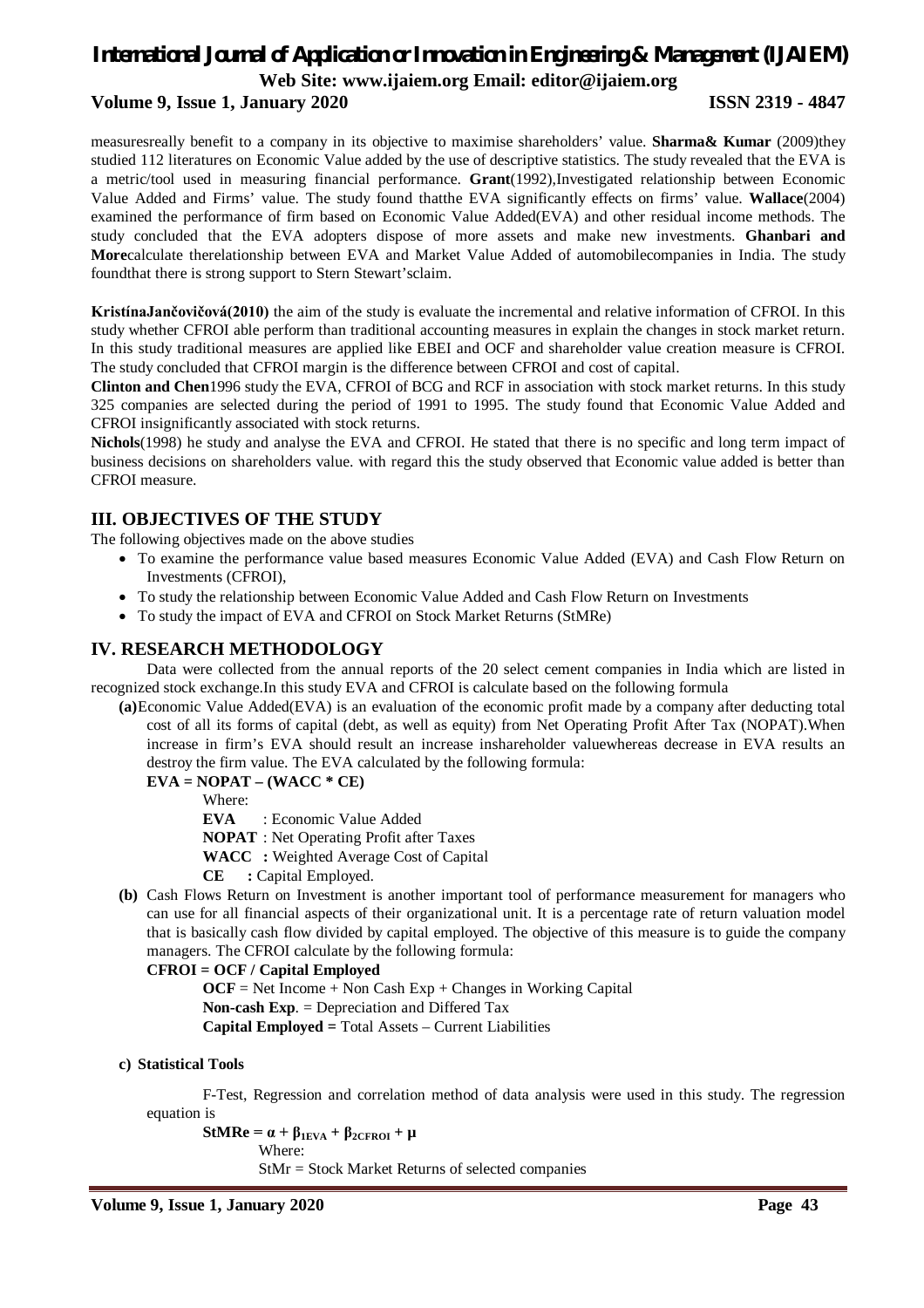measuresreally benefit to a company in its objective to maximise shareholders' value. **Sharma& Kumar** (2009)they studied 112 literatures on Economic Value added by the use of descriptive statistics. The study revealed that the EVA is a metric/tool used in measuring financial performance. **Grant**(1992),Investigated relationship between Economic Value Added and Firms' value. The study found thatthe EVA significantly effects on firms' value. **Wallace**(2004) examined the performance of firm based on Economic Value Added(EVA) and other residual income methods. The study concluded that the EVA adopters dispose of more assets and make new investments. **Ghanbari and More**calculate therelationship between EVA and Market Value Added of automobilecompanies in India. The study foundthat there is strong support to Stern Stewart'sclaim.

**KristínaJančovičová(2010)** the aim of the study is evaluate the incremental and relative information of CFROI. In this study whether CFROI able perform than traditional accounting measures in explain the changes in stock market return. In this study traditional measures are applied like EBEI and OCF and shareholder value creation measure is CFROI. The study concluded that CFROI margin is the difference between CFROI and cost of capital.

**Clinton and Chen**1996 study the EVA, CFROI of BCG and RCF in association with stock market returns. In this study 325 companies are selected during the period of 1991 to 1995. The study found that Economic Value Added and CFROI insignificantly associated with stock returns.

**Nichols**(1998) he study and analyse the EVA and CFROI. He stated that there is no specific and long term impact of business decisions on shareholders value. with regard this the study observed that Economic value added is better than CFROI measure.

## III. OBJECTIVES OF THE STUDY

The following objectives made on the above studies

- To examine the performance value based measures Economic Value Added (EVA) and Cash Flow Return on Investments (CFROI),
- To study the relationship between Economic Value Added and Cash Flow Return on Investments
- To study the impact of EVA and CFROI on Stock Market Returns (StMRe)

## IV. RESEARCH METHODOLOGY

Data were collected from the annual reports of the 20 select cement companies in India which are listed in recognized stock exchange.In this study EVA and CFROI is calculate based on the following formula

**(a)**Economic Value Added(EVA) is an evaluation of the economic profit made by a company after deducting total cost of all its forms of capital (debt, as well as equity) from Net Operating Profit After Tax (NOPAT).When increase in firm's EVA should result an increase inshareholder valuewhereas decrease in EVA results an destroy the firm value. The EVA calculated by the following formula:

**EVA = NOPAT – (WACC * CE)**

Where:

**EVA** : Economic Value Added

**NOPAT** : Net Operating Profit after Taxes

**WACC :** Weighted Average Cost of Capital

**CE :** Capital Employed.

**(b)** Cash Flows Return on Investment is another important tool of performance measurement for managers who can use for all financial aspects of their organizational unit. It is a percentage rate of return valuation model that is basically cash flow divided by capital employed. The objective of this measure is to guide the company managers. The CFROI calculate by the following formula:

**CFROI = OCF / Capital Employed**

**OCF** = Net Income + Non Cash Exp + Changes in Working Capital

**Non-cash Exp**. = Depreciation and Differed Tax

**Capital Employed =** Total Assets – Current Liabilities

**c) Statistical Tools**

F-Test, Regression and correlation method of data analysis were used in this study. The regression equation is

$$StMRe = \alpha + \beta_{1EVA} + \beta_{2CFROI} + \mu$$

Where:

StMr = Stock Market Returns of selected companies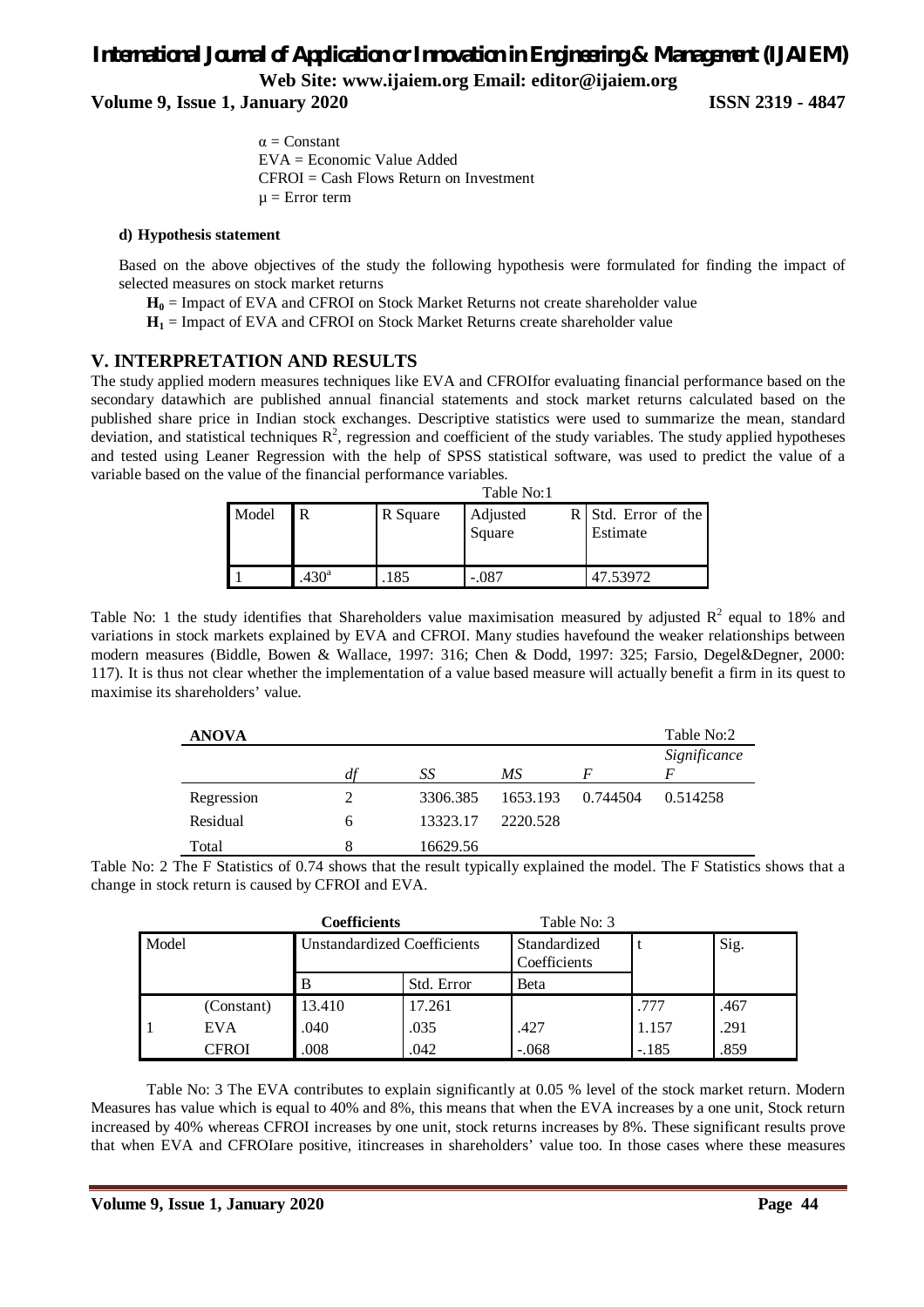$\alpha$ = Constant
EVA = Economic Value Added
CFROI = Cash Flows Return on Investment
$\mu$ = Error term

#### d) Hypothesis statement

Based on the above objectives of the study the following hypothesis were formulated for finding the impact of selected measures on stock market returns

**$H_0$** = Impact of EVA and CFROI on Stock Market Returns not create shareholder value

**$H_1$** = Impact of EVA and CFROI on Stock Market Returns create shareholder value

## V. INTERPRETATION AND RESULTS

The study applied modern measures techniques like EVA and CFROIfor evaluating financial performance based on the secondary datawhich are published annual financial statements and stock market returns calculated based on the published share price in Indian stock exchanges. Descriptive statistics were used to summarize the mean, standard deviation, and statistical techniques $R^2$, regression and coefficient of the study variables. The study applied hypotheses and tested using Leaner Regression with the help of SPSS statistical software, was used to predict the value of a variable based on the value of the financial performance variables.

Table No:1

| Model | R | R Square | Adjusted R Square | Std. Error of the Estimate |
|---|---|---|---|---|
| 1 | .430[a] | .185 | -.087 | 47.53972 |

Table No: 1 the study identifies that Shareholders value maximisation measured by adjusted $R^2$ equal to 18% and variations in stock markets explained by EVA and CFROI. Many studies havefound the weaker relationships between modern measures (Biddle, Bowen & Wallace, 1997: 316; Chen & Dodd, 1997: 325; Farsio, Degel&Degner, 2000: 117). It is thus not clear whether the implementation of a value based measure will actually benefit a firm in its quest to maximise its shareholders' value.

**ANOVA** Table No:2

| | *df* | *SS* | *MS* | *F* | *Significance F* |
|---|---|---|---|---|---|
| Regression | 2 | 3306.385 | 1653.193 | 0.744504 | 0.514258 |
| Residual | 6 | 13323.17 | 2220.528 | | |
| Total | 8 | 16629.56 | | | |

Table No: 2 The F Statistics of 0.74 shows that the result typically explained the model. The F Statistics shows that a change in stock return is caused by CFROI and EVA.

**Coefficients** Table No: 3

| Model | | Unstandardized Coefficients | | Standardized Coefficients | t | Sig. |
|---|---|---|---|---|---|---|
| | | B | Std. Error | Beta | | |
| 1 | (Constant) | 13.410 | 17.261 | | .777 | .467 |
| | EVA | .040 | .035 | .427 | 1.157 | .291 |
| | CFROI | .008 | .042 | -.068 | -.185 | .859 |

Table No: 3 The EVA contributes to explain significantly at 0.05 % level of the stock market return. Modern Measures has value which is equal to 40% and 8%, this means that when the EVA increases by a one unit, Stock return increased by 40% whereas CFROI increases by one unit, stock returns increases by 8%. These significant results prove that when EVA and CFROIare positive, itincreases in shareholders' value too. In those cases where these measures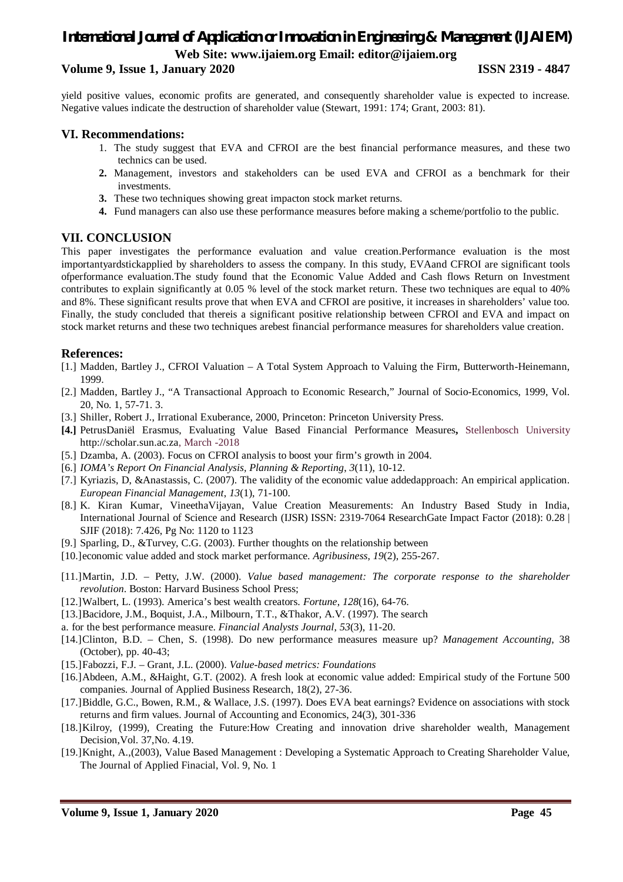yield positive values, economic profits are generated, and consequently shareholder value is expected to increase. Negative values indicate the destruction of shareholder value (Stewart, 1991: 174; Grant, 2003: 81).

## VI. Recommendations:

1. The study suggest that EVA and CFROI are the best financial performance measures, and these two technics can be used.
2. **2.** Management, investors and stakeholders can be used EVA and CFROI as a benchmark for their investments.
3. **3.** These two techniques showing great impacton stock market returns.
4. **4.** Fund managers can also use these performance measures before making a scheme/portfolio to the public.

## VII. CONCLUSION

This paper investigates the performance evaluation and value creation.Performance evaluation is the most importantyardstickapplied by shareholders to assess the company. In this study, EVAand CFROI are significant tools ofperformance evaluation.The study found that the Economic Value Added and Cash flows Return on Investment contributes to explain significantly at 0.05 % level of the stock market return. These two techniques are equal to 40% and 8%. These significant results prove that when EVA and CFROI are positive, it increases in shareholders' value too. Finally, the study concluded that thereis a significant positive relationship between CFROI and EVA and impact on stock market returns and these two techniques arebest financial performance measures for shareholders value creation.

## References:

[1.] Madden, Bartley J., CFROI Valuation – A Total System Approach to Valuing the Firm, Butterworth-Heinemann, 1999.

[2.] Madden, Bartley J., "A Transactional Approach to Economic Research," Journal of Socio-Economics, 1999, Vol. 20, No. 1, 57-71. 3.

[3.] Shiller, Robert J., Irrational Exuberance, 2000, Princeton: Princeton University Press.

**[4.]** PetrusDaniël Erasmus, Evaluating Value Based Financial Performance Measures**,** Stellenbosch University http://scholar.sun.ac.za, March -2018

[5.] Dzamba, A. (2003). Focus on CFROI analysis to boost your firm's growth in 2004.

[6.] *IOMA's Report On Financial Analysis, Planning & Reporting*, *3*(11), 10-12.

[7.] Kyriazis, D, &Anastassis, C. (2007). The validity of the economic value addedapproach: An empirical application. *European Financial Management*, *13*(1), 71-100.

[8.] K. Kiran Kumar, VineethaVijayan, Value Creation Measurements: An Industry Based Study in India, International Journal of Science and Research (IJSR) ISSN: 2319-7064 ResearchGate Impact Factor (2018): 0.28 | SJIF (2018): 7.426, Pg No: 1120 to 1123

[9.] Sparling, D., &Turvey, C.G. (2003). Further thoughts on the relationship between

[10.]economic value added and stock market performance. *Agribusiness*, *19*(2), 255-267.

[11.]Martin, J.D. – Petty, J.W. (2000). *Value based management: The corporate response to the shareholder revolution*. Boston: Harvard Business School Press;

[12.]Walbert, L. (1993). America's best wealth creators. *Fortune*, *128*(16), 64-76.

[13.]Bacidore, J.M., Boquist, J.A., Milbourn, T.T., &Thakor, A.V. (1997). The search

a. for the best performance measure. *Financial Analysts Journal*, *53*(3), 11-20.

[14.]Clinton, B.D. – Chen, S. (1998). Do new performance measures measure up? *Management Accounting*, 38 (October), pp. 40-43;

[15.]Fabozzi, F.J. – Grant, J.L. (2000). *Value-based metrics: Foundations*

[16.]Abdeen, A.M., &Haight, G.T. (2002). A fresh look at economic value added: Empirical study of the Fortune 500 companies. Journal of Applied Business Research, 18(2), 27-36.

[17.]Biddle, G.C., Bowen, R.M., & Wallace, J.S. (1997). Does EVA beat earnings? Evidence on associations with stock returns and firm values. Journal of Accounting and Economics, 24(3), 301-336

[18.]Kilroy, (1999), Creating the Future:How Creating and innovation drive shareholder wealth, Management Decision,Vol. 37,No. 4.19.

[19.]Knight, A.,(2003), Value Based Management : Developing a Systematic Approach to Creating Shareholder Value, The Journal of Applied Finacial, Vol. 9, No. 1